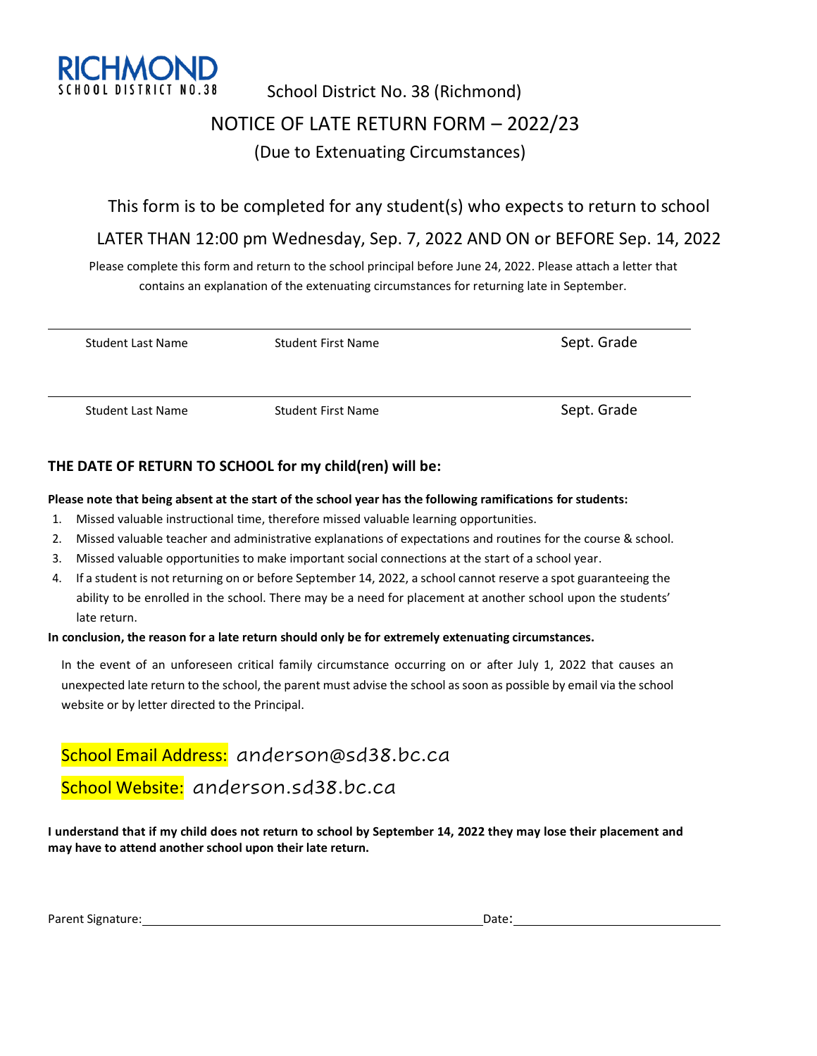**RICHMOND**
SCHOOL DISTRICT NO.38

School District No. 38 (Richmond)

# NOTICE OF LATE RETURN FORM – 2022/23

(Due to Extenuating Circumstances)

This form is to be completed for any student(s) who expects to return to school

LATER THAN 12:00 pm Wednesday, Sep. 7, 2022 AND ON or BEFORE Sep. 14, 2022

Please complete this form and return to the school principal before June 24, 2022. Please attach a letter that contains an explanation of the extenuating circumstances for returning late in September.

| Student Last Name | Student First Name | Sept. Grade |
|---|---|---|
| Student Last Name | Student First Name | Sept. Grade |

**THE DATE OF RETURN TO SCHOOL for my child(ren) will be:**

**Please note that being absent at the start of the school year has the following ramifications for students:**

1. Missed valuable instructional time, therefore missed valuable learning opportunities.
2. Missed valuable teacher and administrative explanations of expectations and routines for the course & school.
3. Missed valuable opportunities to make important social connections at the start of a school year.
4. If a student is not returning on or before September 14, 2022, a school cannot reserve a spot guaranteeing the ability to be enrolled in the school. There may be a need for placement at another school upon the students' late return.

**In conclusion, the reason for a late return should only be for extremely extenuating circumstances.**

In the event of an unforeseen critical family circumstance occurring on or after July 1, 2022 that causes an unexpected late return to the school, the parent must advise the school as soon as possible by email via the school website or by letter directed to the Principal.

School Email Address: anderson@sd38.bc.ca

School Website: anderson.sd38.bc.ca

**I understand that if my child does not return to school by September 14, 2022 they may lose their placement and may have to attend another school upon their late return.**

Parent Signature: ______________________________ Date: ____________________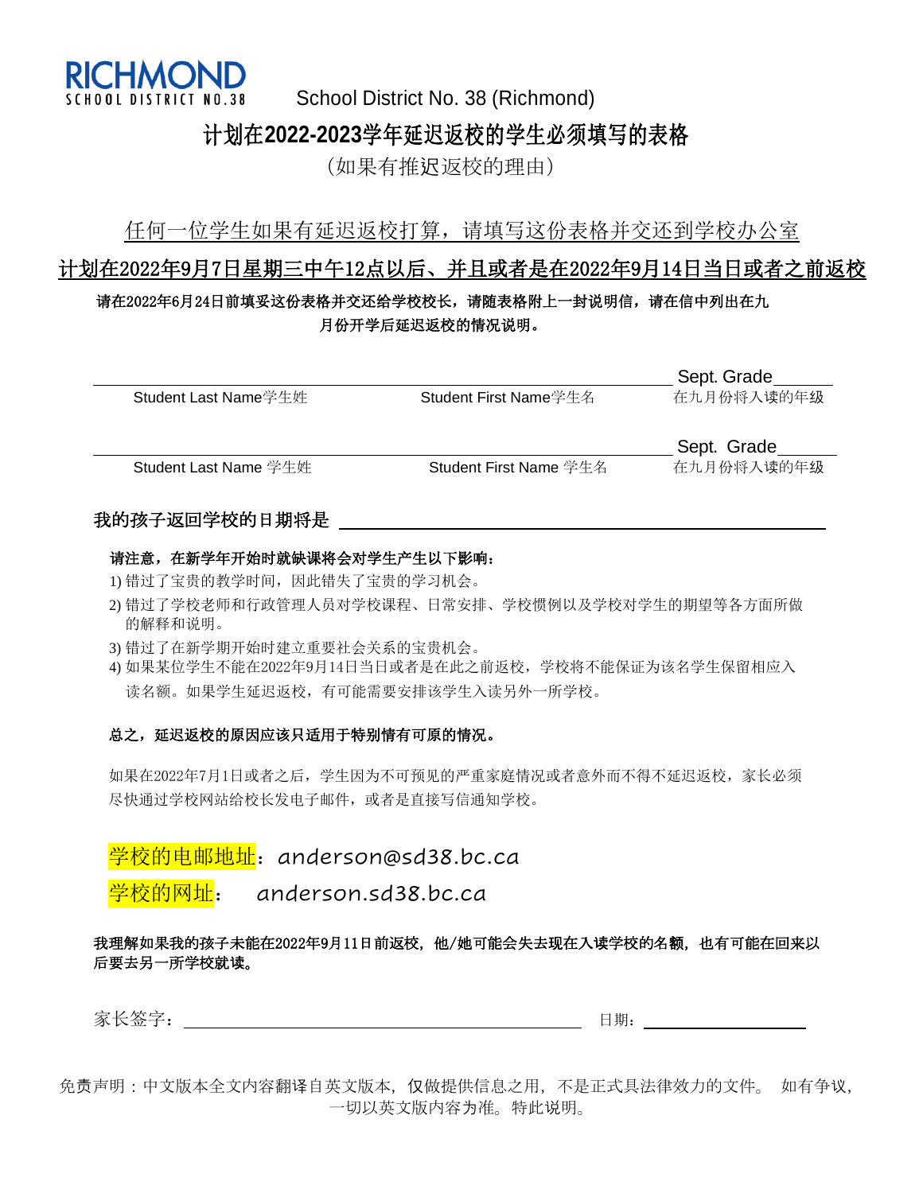RICHMOND
SCHOOL DISTRICT NO.38

School District No. 38 (Richmond)

# 计划在2022-2023学年延迟返校的学生必须填写的表格

（如果有推迟返校的理由）

任何一位学生如果有延迟返校打算，请填写这份表格并交还到学校办公室

**计划在2022年9月7日星期三中午12点以后、并且或者是在2022年9月14日当日或者之前返校**

**请在2022年6月24日前填妥这份表格并交还给学校校长，请随表格附上一封说明信，请在信中列出在九月份开学后延迟返校的情况说明。**

| Student Last Name学生姓 | Student First Name学生名 | Sept. Grade______ 在九月份将入读的年级 |
|---|---|---|
| Student Last Name 学生姓 | Student First Name 学生名 | Sept. Grade______ 在九月份将入读的年级 |

我的孩子返回学校的日期将是 ______________________________

**请注意，在新学年开始时就缺课将会对学生产生以下影响：**

1) 错过了宝贵的教学时间，因此错失了宝贵的学习机会。
2) 错过了学校老师和行政管理人员对学校课程、日常安排、学校惯例以及学校对学生的期望等各方面所做的解释和说明。
3) 错过了在新学期开始时建立重要社会关系的宝贵机会。
4) 如果某位学生不能在2022年9月14日当日或者是在此之前返校，学校将不能保证为该名学生保留相应入读名额。如果学生延迟返校，有可能需要安排该学生入读另外一所学校。

**总之，延迟返校的原因应该只适用于特别情有可原的情况。**

如果在2022年7月1日或者之后，学生因为不可预见的严重家庭情况或者意外而不得不延迟返校，家长必须尽快通过学校网站给校长发电子邮件，或者是直接写信通知学校。

学校的电邮地址：anderson@sd38.bc.ca

学校的网址：　anderson.sd38.bc.ca

**我理解如果我的孩子未能在2022年9月11日前返校，他/她可能会失去现在入读学校的名额，也有可能在回来以后要去另一所学校就读。**

家长签字：______________________________ 日期：______________

免责声明：中文版本全文内容翻译自英文版本，仅做提供信息之用，不是正式具法律效力的文件。 如有争议，一切以英文版内容为准。特此说明。